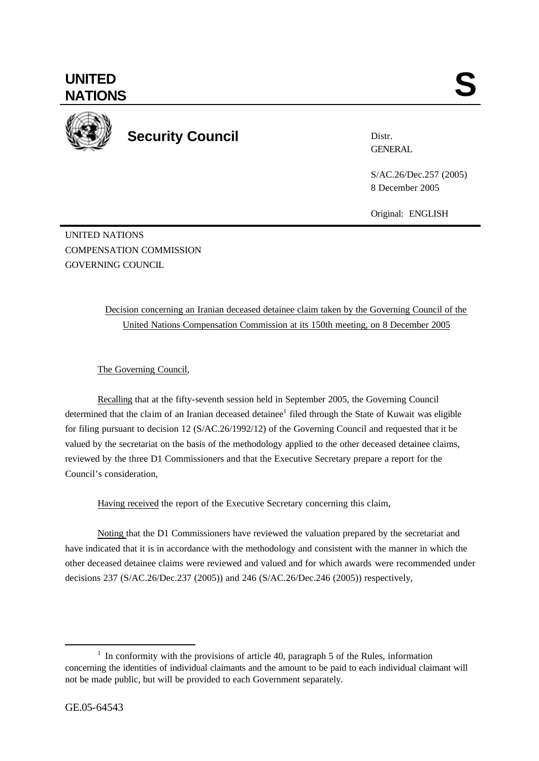# UNITED NATIONS

# S

## Security Council

Distr.
GENERAL

S/AC.26/Dec.257 (2005)
8 December 2005

Original: ENGLISH

UNITED NATIONS
COMPENSATION COMMISSION
GOVERNING COUNCIL

Decision concerning an Iranian deceased detainee claim taken by the Governing Council of the United Nations Compensation Commission at its 150th meeting, on 8 December 2005

The Governing Council,

Recalling that at the fifty-seventh session held in September 2005, the Governing Council determined that the claim of an Iranian deceased detainee[1] filed through the State of Kuwait was eligible for filing pursuant to decision 12 (S/AC.26/1992/12) of the Governing Council and requested that it be valued by the secretariat on the basis of the methodology applied to the other deceased detainee claims, reviewed by the three D1 Commissioners and that the Executive Secretary prepare a report for the Council's consideration,

Having received the report of the Executive Secretary concerning this claim,

Noting that the D1 Commissioners have reviewed the valuation prepared by the secretariat and have indicated that it is in accordance with the methodology and consistent with the manner in which the other deceased detainee claims were reviewed and valued and for which awards were recommended under decisions 237 (S/AC.26/Dec.237 (2005)) and 246 (S/AC.26/Dec.246 (2005)) respectively,

[1] In conformity with the provisions of article 40, paragraph 5 of the Rules, information concerning the identities of individual claimants and the amount to be paid to each individual claimant will not be made public, but will be provided to each Government separately.

GE.05-64543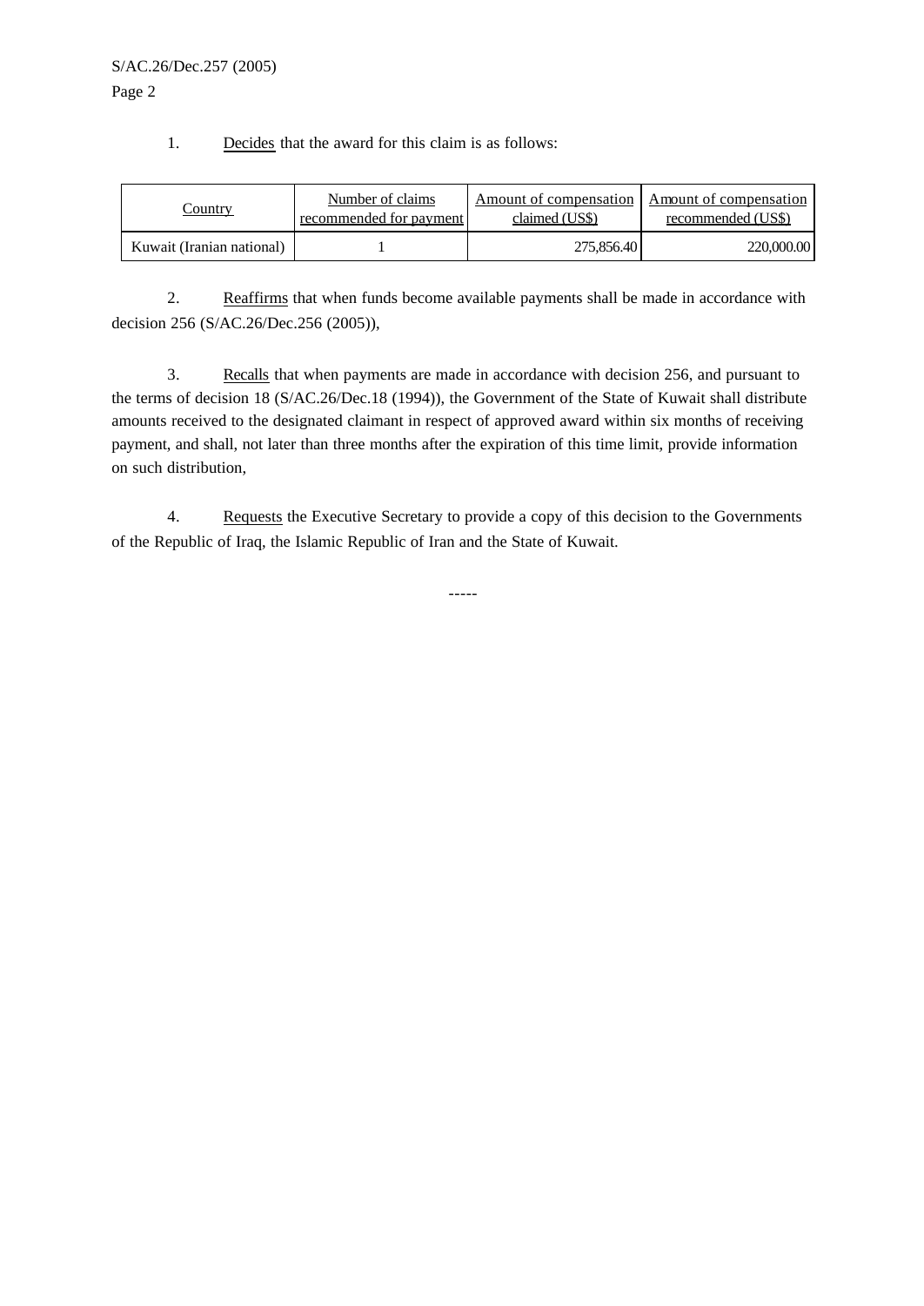1. Decides that the award for this claim is as follows:

| Country | Number of claims recommended for payment | Amount of compensation claimed (US$) | Amount of compensation recommended (US$) |
|---|---|---|---|
| Kuwait (Iranian national) | 1 | 275,856.40 | 220,000.00 |

2. Reaffirms that when funds become available payments shall be made in accordance with decision 256 (S/AC.26/Dec.256 (2005)),

3. Recalls that when payments are made in accordance with decision 256, and pursuant to the terms of decision 18 (S/AC.26/Dec.18 (1994)), the Government of the State of Kuwait shall distribute amounts received to the designated claimant in respect of approved award within six months of receiving payment, and shall, not later than three months after the expiration of this time limit, provide information on such distribution,

4. Requests the Executive Secretary to provide a copy of this decision to the Governments of the Republic of Iraq, the Islamic Republic of Iran and the State of Kuwait.

-----